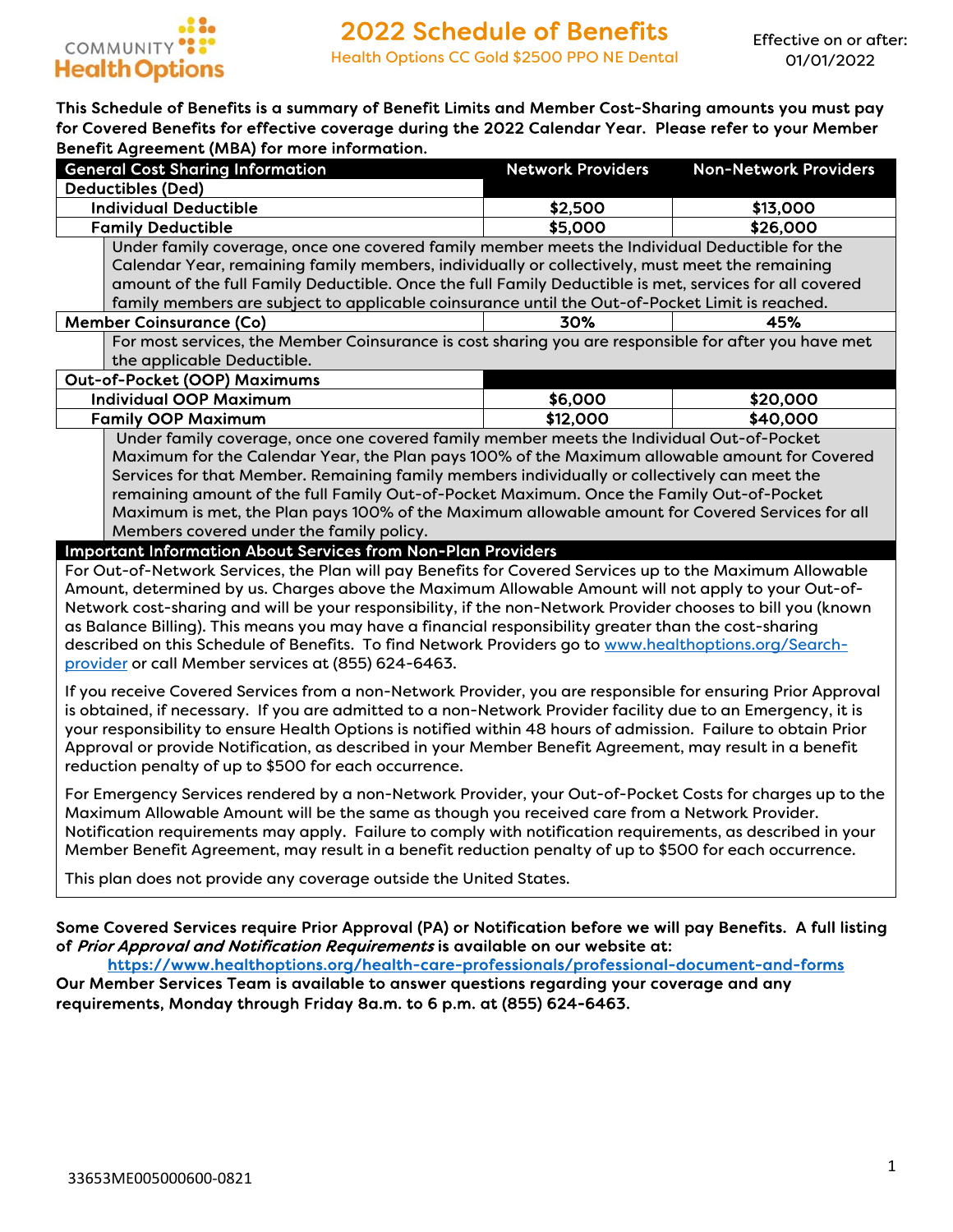# 2022 Schedule of Benefits

Health Options CC Gold $2500 PPO NE Dental

Effective on or after: 01/01/2022

**This Schedule of Benefits is a summary of Benefit Limits and Member Cost-Sharing amounts you must pay for Covered Benefits for effective coverage during the 2022 Calendar Year. Please refer to your Member Benefit Agreement (MBA) for more information.**

| General Cost Sharing Information | Network Providers | Non-Network Providers |
|---|---|---|
| **Deductibles (Ded)** | | |
| **Individual Deductible** | **$2,500** | **$13,000** |
| **Family Deductible** | **$5,000** | **$26,000** |
| Under family coverage, once one covered family member meets the Individual Deductible for the Calendar Year, remaining family members, individually or collectively, must meet the remaining amount of the full Family Deductible. Once the full Family Deductible is met, services for all covered family members are subject to applicable coinsurance until the Out-of-Pocket Limit is reached. | | |
| **Member Coinsurance (Co)** | **30%** | **45%** |
| For most services, the Member Coinsurance is cost sharing you are responsible for after you have met the applicable Deductible. | | |
| **Out-of-Pocket (OOP) Maximums** | | |
| **Individual OOP Maximum** | **$6,000** | **$20,000** |
| **Family OOP Maximum** | **$12,000** | **$40,000** |
| Under family coverage, once one covered family member meets the Individual Out-of-Pocket Maximum for the Calendar Year, the Plan pays 100% of the Maximum allowable amount for Covered Services for that Member. Remaining family members individually or collectively can meet the remaining amount of the full Family Out-of-Pocket Maximum. Once the Family Out-of-Pocket Maximum is met, the Plan pays 100% of the Maximum allowable amount for Covered Services for all Members covered under the family policy. | | |

## Important Information About Services from Non-Plan Providers

For Out-of-Network Services, the Plan will pay Benefits for Covered Services up to the Maximum Allowable Amount, determined by us. Charges above the Maximum Allowable Amount will not apply to your Out-of-Network cost-sharing and will be your responsibility, if the non-Network Provider chooses to bill you (known as Balance Billing). This means you may have a financial responsibility greater than the cost-sharing described on this Schedule of Benefits. To find Network Providers go to www.healthoptions.org/Search-provider or call Member services at (855) 624-6463.

If you receive Covered Services from a non-Network Provider, you are responsible for ensuring Prior Approval is obtained, if necessary. If you are admitted to a non-Network Provider facility due to an Emergency, it is your responsibility to ensure Health Options is notified within 48 hours of admission. Failure to obtain Prior Approval or provide Notification, as described in your Member Benefit Agreement, may result in a benefit reduction penalty of up to $500 for each occurrence.

For Emergency Services rendered by a non-Network Provider, your Out-of-Pocket Costs for charges up to the Maximum Allowable Amount will be the same as though you received care from a Network Provider. Notification requirements may apply. Failure to comply with notification requirements, as described in your Member Benefit Agreement, may result in a benefit reduction penalty of up to $500 for each occurrence.

This plan does not provide any coverage outside the United States.

**Some Covered Services require Prior Approval (PA) or Notification before we will pay Benefits. A full listing of *Prior Approval and Notification Requirements* is available on our website at:**
**https://www.healthoptions.org/health-care-professionals/professional-document-and-forms**
**Our Member Services Team is available to answer questions regarding your coverage and any requirements, Monday through Friday 8a.m. to 6 p.m. at (855) 624-6463.**

33653ME005000600-0821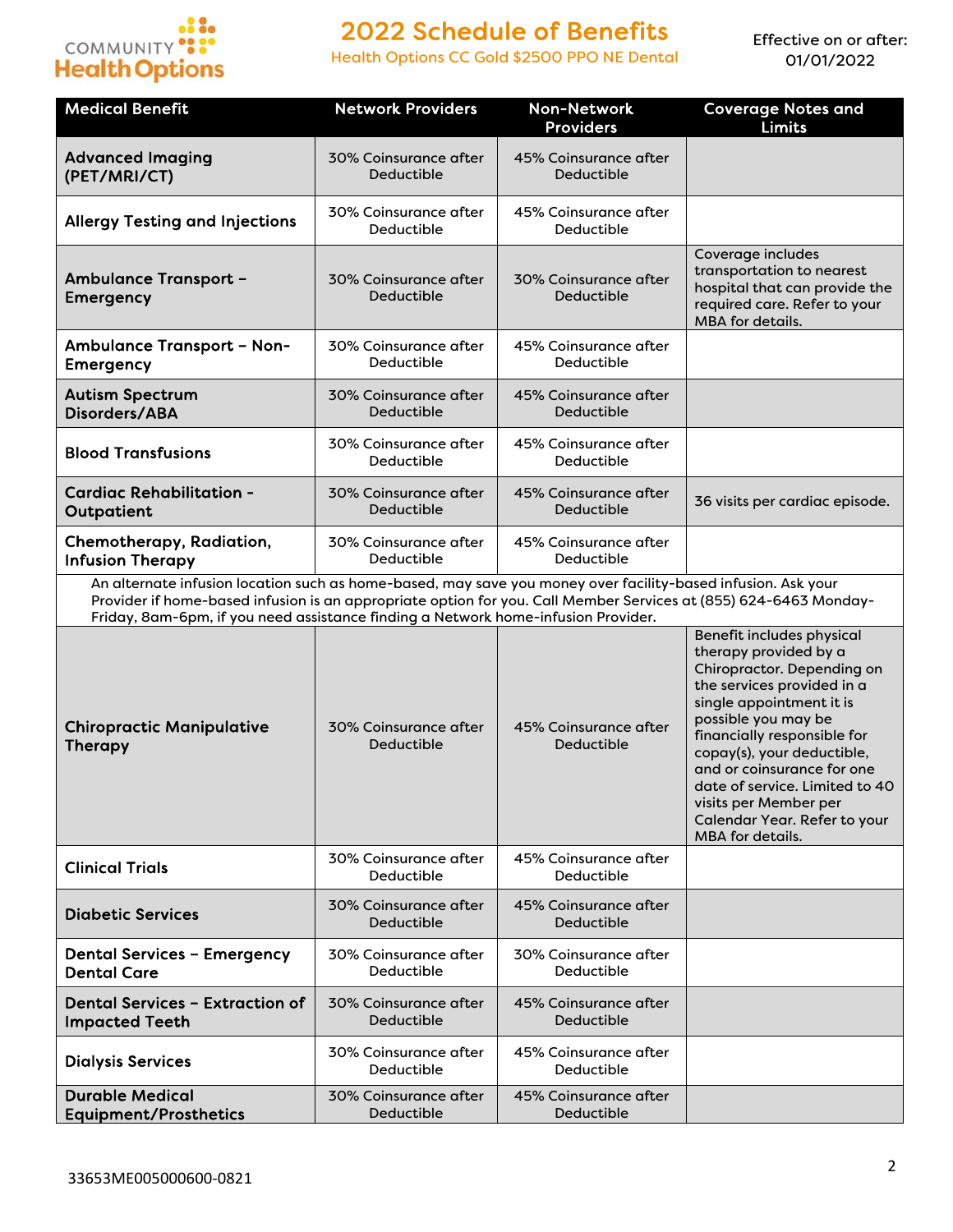# 2022 Schedule of Benefits

Health Options CC Gold $2500 PPO NE Dental

Effective on or after: 01/01/2022

| Medical Benefit | Network Providers | Non-Network Providers | Coverage Notes and Limits |
|---|---|---|---|
| **Advanced Imaging (PET/MRI/CT)** | 30% Coinsurance after Deductible | 45% Coinsurance after Deductible | |
| **Allergy Testing and Injections** | 30% Coinsurance after Deductible | 45% Coinsurance after Deductible | |
| **Ambulance Transport – Emergency** | 30% Coinsurance after Deductible | 30% Coinsurance after Deductible | Coverage includes transportation to nearest hospital that can provide the required care. Refer to your MBA for details. |
| **Ambulance Transport – Non-Emergency** | 30% Coinsurance after Deductible | 45% Coinsurance after Deductible | |
| **Autism Spectrum Disorders/ABA** | 30% Coinsurance after Deductible | 45% Coinsurance after Deductible | |
| **Blood Transfusions** | 30% Coinsurance after Deductible | 45% Coinsurance after Deductible | |
| **Cardiac Rehabilitation - Outpatient** | 30% Coinsurance after Deductible | 45% Coinsurance after Deductible | 36 visits per cardiac episode. |
| **Chemotherapy, Radiation, Infusion Therapy** | 30% Coinsurance after Deductible | 45% Coinsurance after Deductible | |
| An alternate infusion location such as home-based, may save you money over facility-based infusion. Ask your Provider if home-based infusion is an appropriate option for you. Call Member Services at (855) 624-6463 Monday-Friday, 8am-6pm, if you need assistance finding a Network home-infusion Provider. | | | |
| **Chiropractic Manipulative Therapy** | 30% Coinsurance after Deductible | 45% Coinsurance after Deductible | Benefit includes physical therapy provided by a Chiropractor. Depending on the services provided in a single appointment it is possible you may be financially responsible for copay(s), your deductible, and or coinsurance for one date of service. Limited to 40 visits per Member per Calendar Year. Refer to your MBA for details. |
| **Clinical Trials** | 30% Coinsurance after Deductible | 45% Coinsurance after Deductible | |
| **Diabetic Services** | 30% Coinsurance after Deductible | 45% Coinsurance after Deductible | |
| **Dental Services – Emergency Dental Care** | 30% Coinsurance after Deductible | 30% Coinsurance after Deductible | |
| **Dental Services – Extraction of Impacted Teeth** | 30% Coinsurance after Deductible | 45% Coinsurance after Deductible | |
| **Dialysis Services** | 30% Coinsurance after Deductible | 45% Coinsurance after Deductible | |
| **Durable Medical Equipment/Prosthetics** | 30% Coinsurance after Deductible | 45% Coinsurance after Deductible | |

33653ME005000600-0821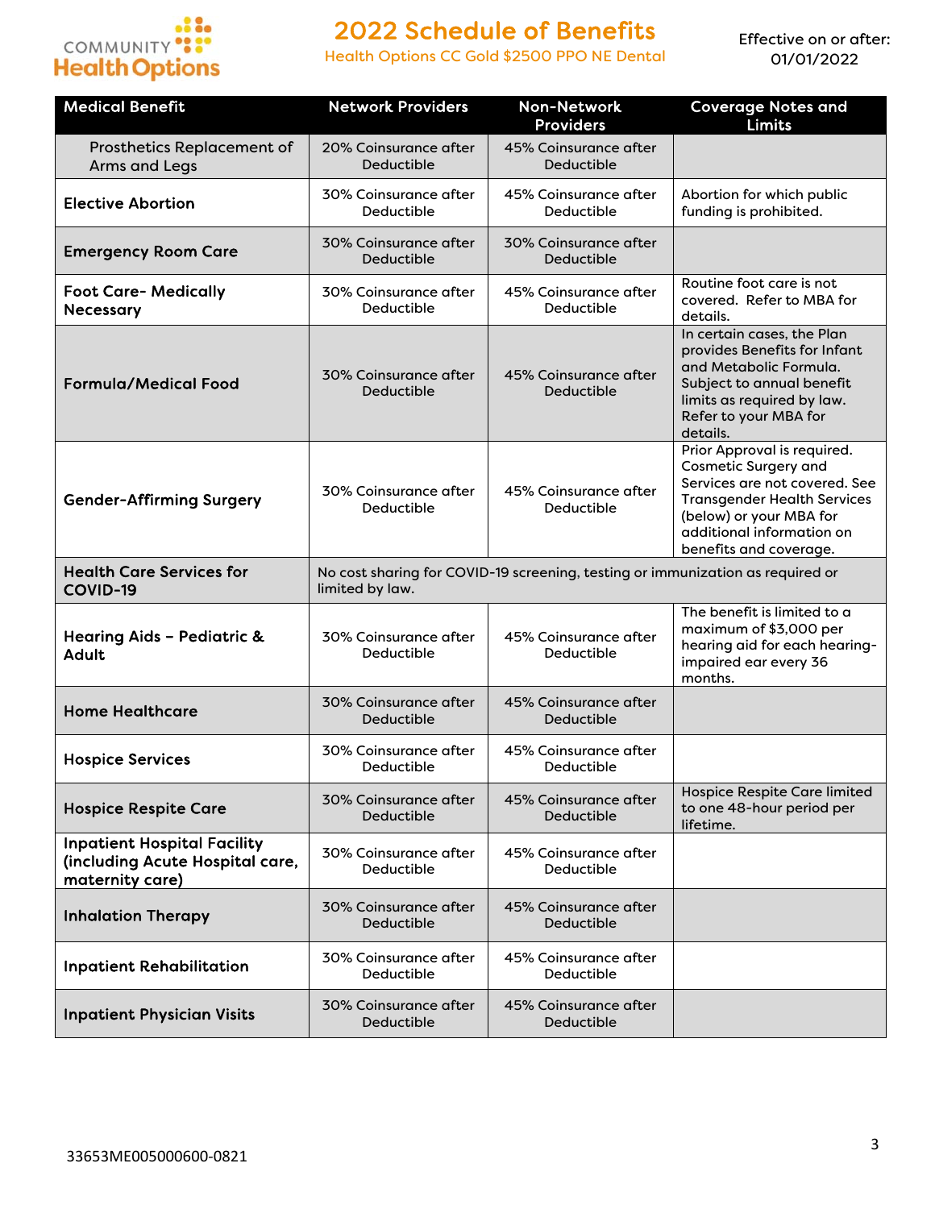# 2022 Schedule of Benefits

Health Options CC Gold $2500 PPO NE Dental

Effective on or after: 01/01/2022

| Medical Benefit | Network Providers | Non-Network Providers | Coverage Notes and Limits |
|---|---|---|---|
| Prosthetics Replacement of Arms and Legs | 20% Coinsurance after Deductible | 45% Coinsurance after Deductible | |
| **Elective Abortion** | 30% Coinsurance after Deductible | 45% Coinsurance after Deductible | Abortion for which public funding is prohibited. |
| **Emergency Room Care** | 30% Coinsurance after Deductible | 30% Coinsurance after Deductible | |
| **Foot Care- Medically Necessary** | 30% Coinsurance after Deductible | 45% Coinsurance after Deductible | Routine foot care is not covered. Refer to MBA for details. |
| **Formula/Medical Food** | 30% Coinsurance after Deductible | 45% Coinsurance after Deductible | In certain cases, the Plan provides Benefits for Infant and Metabolic Formula. Subject to annual benefit limits as required by law. Refer to your MBA for details. |
| **Gender-Affirming Surgery** | 30% Coinsurance after Deductible | 45% Coinsurance after Deductible | Prior Approval is required. Cosmetic Surgery and Services are not covered. See Transgender Health Services (below) or your MBA for additional information on benefits and coverage. |
| **Health Care Services for COVID-19** | No cost sharing for COVID-19 screening, testing or immunization as required or limited by law. | | |
| **Hearing Aids – Pediatric & Adult** | 30% Coinsurance after Deductible | 45% Coinsurance after Deductible | The benefit is limited to a maximum of $3,000 per hearing aid for each hearing-impaired ear every 36 months. |
| **Home Healthcare** | 30% Coinsurance after Deductible | 45% Coinsurance after Deductible | |
| **Hospice Services** | 30% Coinsurance after Deductible | 45% Coinsurance after Deductible | |
| **Hospice Respite Care** | 30% Coinsurance after Deductible | 45% Coinsurance after Deductible | Hospice Respite Care limited to one 48-hour period per lifetime. |
| **Inpatient Hospital Facility (including Acute Hospital care, maternity care)** | 30% Coinsurance after Deductible | 45% Coinsurance after Deductible | |
| **Inhalation Therapy** | 30% Coinsurance after Deductible | 45% Coinsurance after Deductible | |
| **Inpatient Rehabilitation** | 30% Coinsurance after Deductible | 45% Coinsurance after Deductible | |
| **Inpatient Physician Visits** | 30% Coinsurance after Deductible | 45% Coinsurance after Deductible | |

33653ME005000600-0821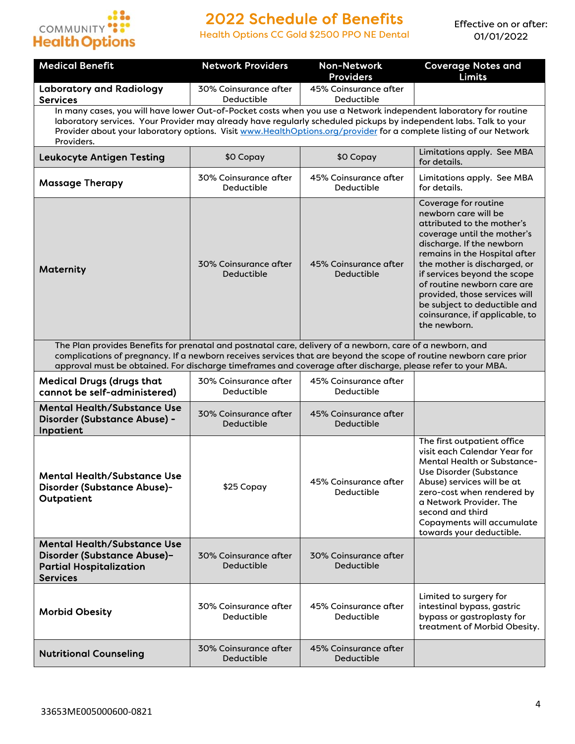# 2022 Schedule of Benefits

Health Options CC Gold $2500 PPO NE Dental

Effective on or after: 01/01/2022

| Medical Benefit | Network Providers | Non-Network Providers | Coverage Notes and Limits |
|---|---|---|---|
| **Laboratory and Radiology Services** | 30% Coinsurance after Deductible | 45% Coinsurance after Deductible | |
| In many cases, you will have lower Out-of-Pocket costs when you use a Network independent laboratory for routine laboratory services. Your Provider may already have regularly scheduled pickups by independent labs. Talk to your Provider about your laboratory options. Visit [www.HealthOptions.org/provider](www.HealthOptions.org/provider) for a complete listing of our Network Providers. | | | |
| **Leukocyte Antigen Testing** | $0 Copay | $0 Copay | Limitations apply. See MBA for details. |
| **Massage Therapy** | 30% Coinsurance after Deductible | 45% Coinsurance after Deductible | Limitations apply. See MBA for details. |
| **Maternity** | 30% Coinsurance after Deductible | 45% Coinsurance after Deductible | Coverage for routine newborn care will be attributed to the mother's coverage until the mother's discharge. If the newborn remains in the Hospital after the mother is discharged, or if services beyond the scope of routine newborn care are provided, those services will be subject to deductible and coinsurance, if applicable, to the newborn. |
| The Plan provides Benefits for prenatal and postnatal care, delivery of a newborn, care of a newborn, and complications of pregnancy. If a newborn receives services that are beyond the scope of routine newborn care prior approval must be obtained. For discharge timeframes and coverage after discharge, please refer to your MBA. | | | |
| **Medical Drugs (drugs that cannot be self-administered)** | 30% Coinsurance after Deductible | 45% Coinsurance after Deductible | |
| **Mental Health/Substance Use Disorder (Substance Abuse) - Inpatient** | 30% Coinsurance after Deductible | 45% Coinsurance after Deductible | |
| **Mental Health/Substance Use Disorder (Substance Abuse)- Outpatient** | $25 Copay | 45% Coinsurance after Deductible | The first outpatient office visit each Calendar Year for Mental Health or Substance-Use Disorder (Substance Abuse) services will be at zero-cost when rendered by a Network Provider. The second and third Copayments will accumulate towards your deductible. |
| **Mental Health/Substance Use Disorder (Substance Abuse)– Partial Hospitalization Services** | 30% Coinsurance after Deductible | 30% Coinsurance after Deductible | |
| **Morbid Obesity** | 30% Coinsurance after Deductible | 45% Coinsurance after Deductible | Limited to surgery for intestinal bypass, gastric bypass or gastroplasty for treatment of Morbid Obesity. |
| **Nutritional Counseling** | 30% Coinsurance after Deductible | 45% Coinsurance after Deductible | |

33653ME005000600-0821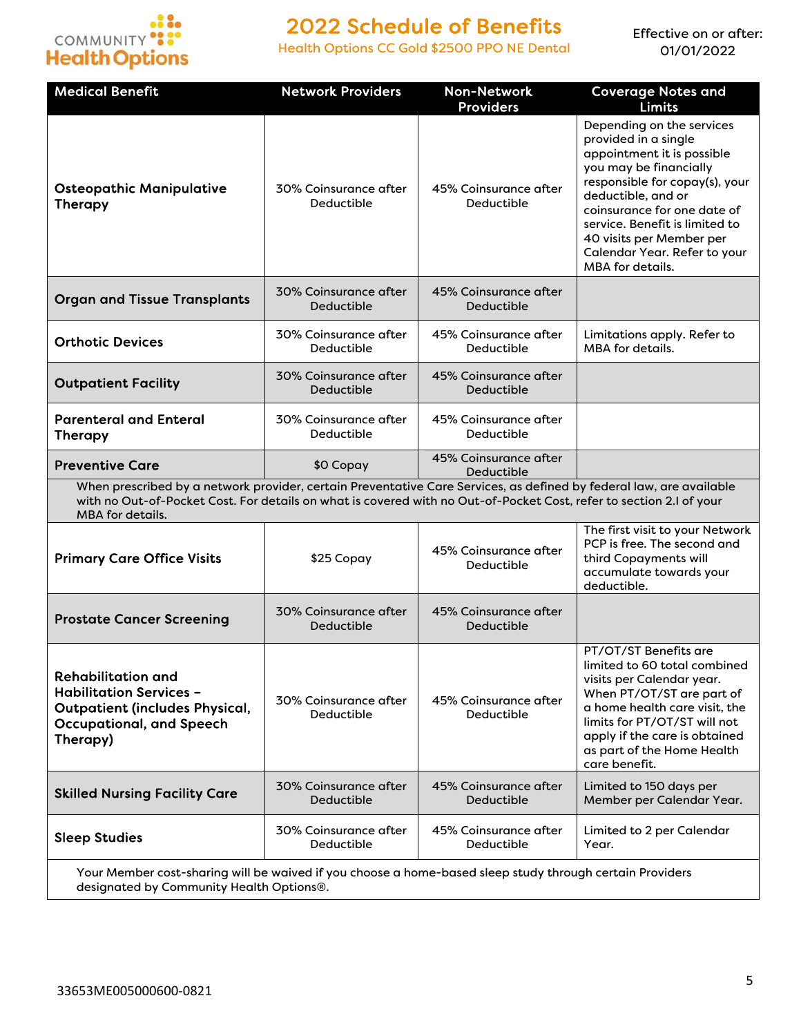# 2022 Schedule of Benefits

Health Options CC Gold $2500 PPO NE Dental

Effective on or after: 01/01/2022

| Medical Benefit | Network Providers | Non-Network Providers | Coverage Notes and Limits |
|---|---|---|---|
| **Osteopathic Manipulative Therapy** | 30% Coinsurance after Deductible | 45% Coinsurance after Deductible | Depending on the services provided in a single appointment it is possible you may be financially responsible for copay(s), your deductible, and or coinsurance for one date of service. Benefit is limited to 40 visits per Member per Calendar Year. Refer to your MBA for details. |
| **Organ and Tissue Transplants** | 30% Coinsurance after Deductible | 45% Coinsurance after Deductible | |
| **Orthotic Devices** | 30% Coinsurance after Deductible | 45% Coinsurance after Deductible | Limitations apply. Refer to MBA for details. |
| **Outpatient Facility** | 30% Coinsurance after Deductible | 45% Coinsurance after Deductible | |
| **Parenteral and Enteral Therapy** | 30% Coinsurance after Deductible | 45% Coinsurance after Deductible | |
| **Preventive Care** | $0 Copay | 45% Coinsurance after Deductible | |
| When prescribed by a network provider, certain Preventative Care Services, as defined by federal law, are available with no Out-of-Pocket Cost. For details on what is covered with no Out-of-Pocket Cost, refer to section 2.I of your MBA for details. | | | |
| **Primary Care Office Visits** | $25 Copay | 45% Coinsurance after Deductible | The first visit to your Network PCP is free. The second and third Copayments will accumulate towards your deductible. |
| **Prostate Cancer Screening** | 30% Coinsurance after Deductible | 45% Coinsurance after Deductible | |
| **Rehabilitation and Habilitation Services – Outpatient (includes Physical, Occupational, and Speech Therapy)** | 30% Coinsurance after Deductible | 45% Coinsurance after Deductible | PT/OT/ST Benefits are limited to 60 total combined visits per Calendar year. When PT/OT/ST are part of a home health care visit, the limits for PT/OT/ST will not apply if the care is obtained as part of the Home Health care benefit. |
| **Skilled Nursing Facility Care** | 30% Coinsurance after Deductible | 45% Coinsurance after Deductible | Limited to 150 days per Member per Calendar Year. |
| **Sleep Studies** | 30% Coinsurance after Deductible | 45% Coinsurance after Deductible | Limited to 2 per Calendar Year. |
| Your Member cost-sharing will be waived if you choose a home-based sleep study through certain Providers designated by Community Health Options®. | | | |

33653ME005000600-0821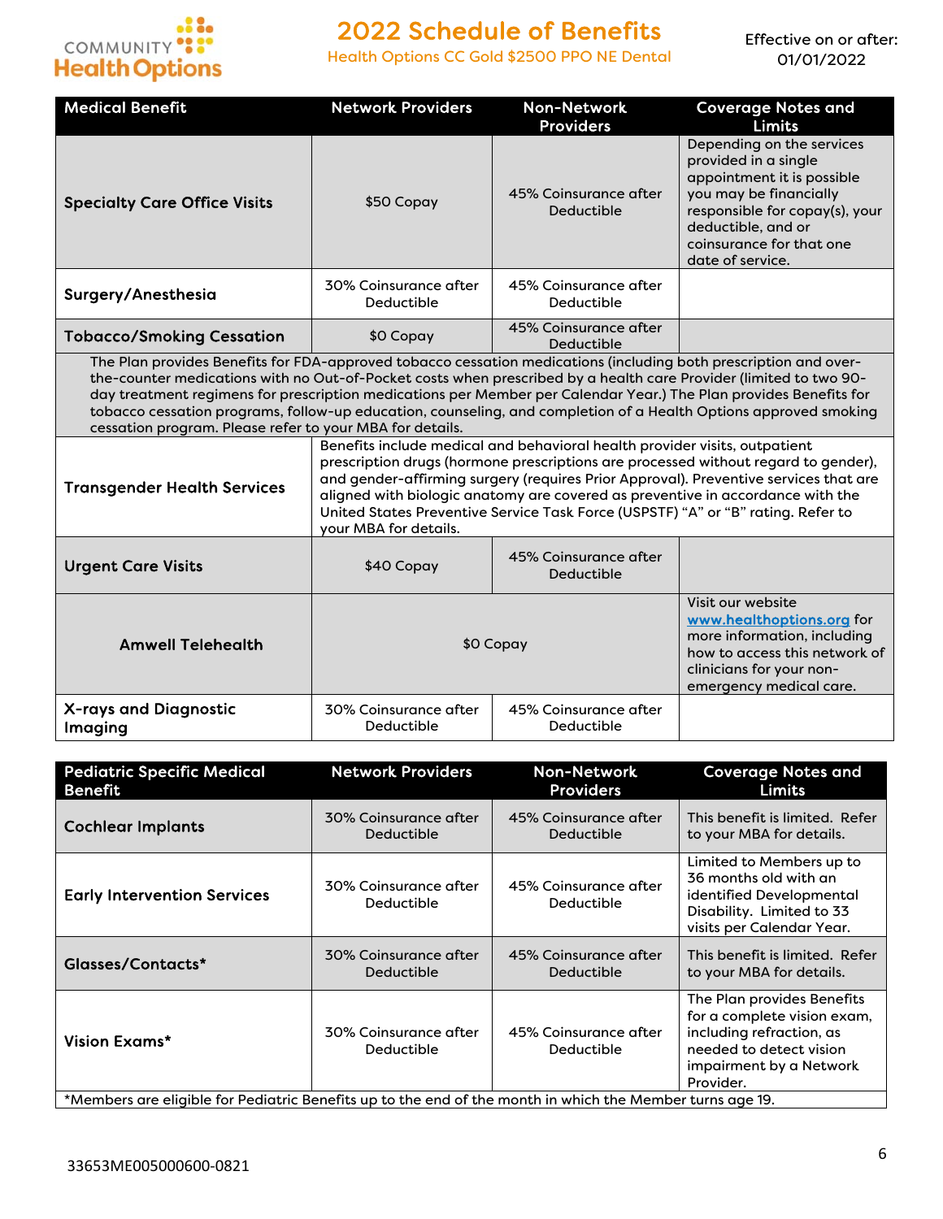# 2022 Schedule of Benefits

Health Options CC Gold $2500 PPO NE Dental

Effective on or after: 01/01/2022

| Medical Benefit | Network Providers | Non-Network Providers | Coverage Notes and Limits |
|---|---|---|---|
| **Specialty Care Office Visits** | $50 Copay | 45% Coinsurance after Deductible | Depending on the services provided in a single appointment it is possible you may be financially responsible for copay(s), your deductible, and or coinsurance for that one date of service. |
| **Surgery/Anesthesia** | 30% Coinsurance after Deductible | 45% Coinsurance after Deductible | |
| **Tobacco/Smoking Cessation** | $0 Copay | 45% Coinsurance after Deductible | |
| The Plan provides Benefits for FDA-approved tobacco cessation medications (including both prescription and over-the-counter medications with no Out-of-Pocket costs when prescribed by a health care Provider (limited to two 90-day treatment regimens for prescription medications per Member per Calendar Year.) The Plan provides Benefits for tobacco cessation programs, follow-up education, counseling, and completion of a Health Options approved smoking cessation program. Please refer to your MBA for details. | | | |
| **Transgender Health Services** | Benefits include medical and behavioral health provider visits, outpatient prescription drugs (hormone prescriptions are processed without regard to gender), and gender-affirming surgery (requires Prior Approval). Preventive services that are aligned with biologic anatomy are covered as preventive in accordance with the United States Preventive Service Task Force (USPSTF) "A" or "B" rating. Refer to your MBA for details. | | |
| **Urgent Care Visits** | $40 Copay | 45% Coinsurance after Deductible | |
| **Amwell Telehealth** | $0 Copay | | Visit our website www.healthoptions.org for more information, including how to access this network of clinicians for your non-emergency medical care. |
| **X-rays and Diagnostic Imaging** | 30% Coinsurance after Deductible | 45% Coinsurance after Deductible | |

| Pediatric Specific Medical Benefit | Network Providers | Non-Network Providers | Coverage Notes and Limits |
|---|---|---|---|
| **Cochlear Implants** | 30% Coinsurance after Deductible | 45% Coinsurance after Deductible | This benefit is limited. Refer to your MBA for details. |
| **Early Intervention Services** | 30% Coinsurance after Deductible | 45% Coinsurance after Deductible | Limited to Members up to 36 months old with an identified Developmental Disability. Limited to 33 visits per Calendar Year. |
| **Glasses/Contacts*** | 30% Coinsurance after Deductible | 45% Coinsurance after Deductible | This benefit is limited. Refer to your MBA for details. |
| **Vision Exams*** | 30% Coinsurance after Deductible | 45% Coinsurance after Deductible | The Plan provides Benefits for a complete vision exam, including refraction, as needed to detect vision impairment by a Network Provider. |

*Members are eligible for Pediatric Benefits up to the end of the month in which the Member turns age 19.

33653ME005000600-0821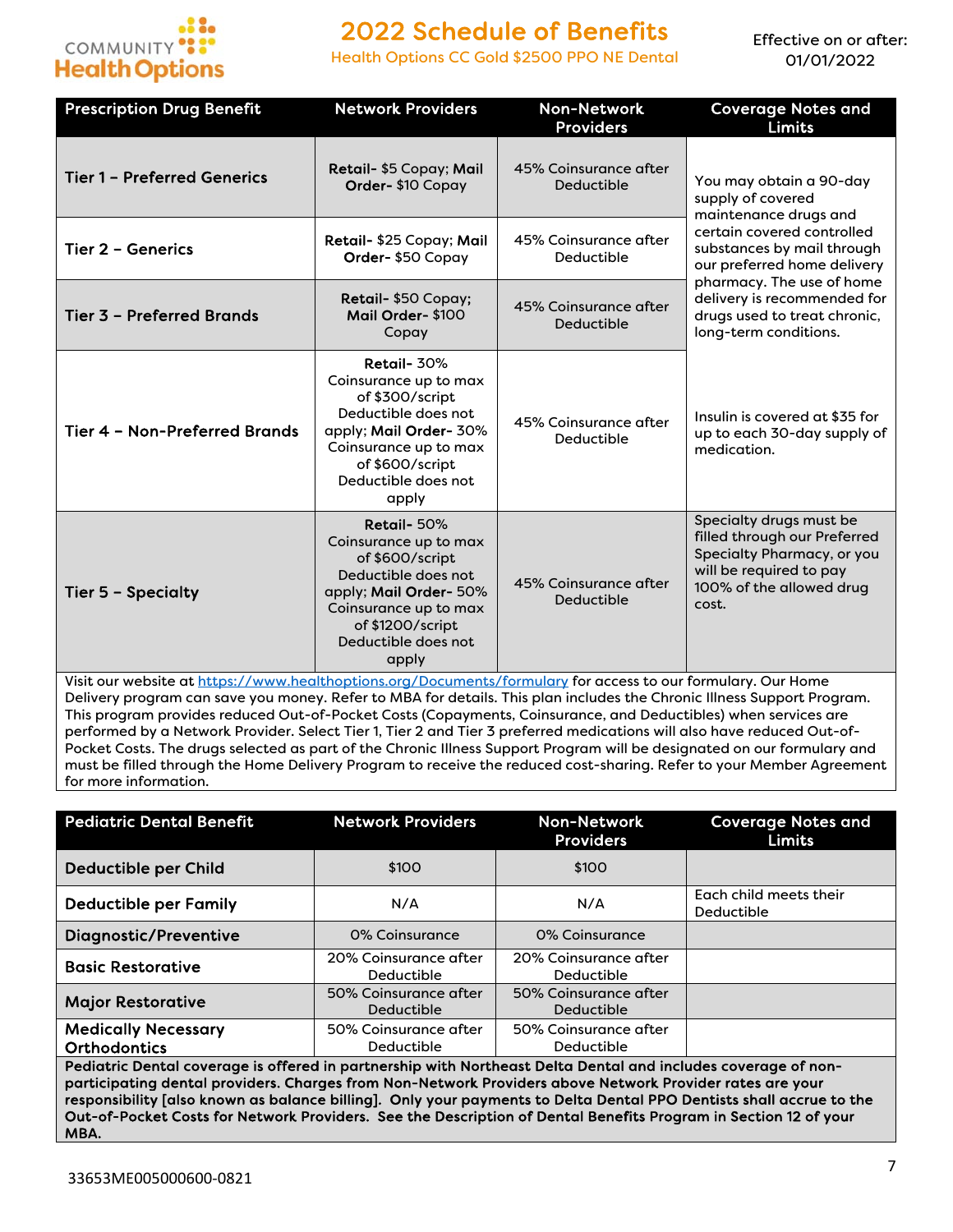# 2022 Schedule of Benefits

Health Options CC Gold $2500 PPO NE Dental

Effective on or after: 01/01/2022

| Prescription Drug Benefit | Network Providers | Non-Network Providers | Coverage Notes and Limits |
|---|---|---|---|
| Tier 1 – Preferred Generics | **Retail**- $5 Copay; **Mail Order**- $10 Copay | 45% Coinsurance after Deductible | You may obtain a 90-day supply of covered maintenance drugs and certain covered controlled substances by mail through our preferred home delivery pharmacy. The use of home delivery is recommended for drugs used to treat chronic, long-term conditions. |
| Tier 2 – Generics | **Retail**- $25 Copay; **Mail Order**- $50 Copay | 45% Coinsurance after Deductible | |
| Tier 3 – Preferred Brands | **Retail**- $50 Copay; **Mail Order**- $100 Copay | 45% Coinsurance after Deductible | |
| Tier 4 – Non-Preferred Brands | **Retail**- 30% Coinsurance up to max of $300/script Deductible does not apply; **Mail Order**- 30% Coinsurance up to max of $600/script Deductible does not apply | 45% Coinsurance after Deductible | Insulin is covered at $35 for up to each 30-day supply of medication. |
| Tier 5 – Specialty | **Retail**- 50% Coinsurance up to max of $600/script Deductible does not apply; **Mail Order**- 50% Coinsurance up to max of $1200/script Deductible does not apply | 45% Coinsurance after Deductible | Specialty drugs must be filled through our Preferred Specialty Pharmacy, or you will be required to pay 100% of the allowed drug cost. |

Visit our website at https://www.healthoptions.org/Documents/formulary for access to our formulary. Our Home Delivery program can save you money. Refer to MBA for details. This plan includes the Chronic Illness Support Program. This program provides reduced Out-of-Pocket Costs (Copayments, Coinsurance, and Deductibles) when services are performed by a Network Provider. Select Tier 1, Tier 2 and Tier 3 preferred medications will also have reduced Out-of-Pocket Costs. The drugs selected as part of the Chronic Illness Support Program will be designated on our formulary and must be filled through the Home Delivery Program to receive the reduced cost-sharing. Refer to your Member Agreement for more information.

| Pediatric Dental Benefit | Network Providers | Non-Network Providers | Coverage Notes and Limits |
|---|---|---|---|
| Deductible per Child | $100 | $100 | |
| Deductible per Family | N/A | N/A | Each child meets their Deductible |
| Diagnostic/Preventive | 0% Coinsurance | 0% Coinsurance | |
| Basic Restorative | 20% Coinsurance after Deductible | 20% Coinsurance after Deductible | |
| Major Restorative | 50% Coinsurance after Deductible | 50% Coinsurance after Deductible | |
| Medically Necessary Orthodontics | 50% Coinsurance after Deductible | 50% Coinsurance after Deductible | |

**Pediatric Dental coverage is offered in partnership with Northeast Delta Dental and includes coverage of non-participating dental providers. Charges from Non-Network Providers above Network Provider rates are your responsibility [also known as balance billing]. Only your payments to Delta Dental PPO Dentists shall accrue to the Out-of-Pocket Costs for Network Providers. See the Description of Dental Benefits Program in Section 12 of your MBA.**

33653ME005000600-0821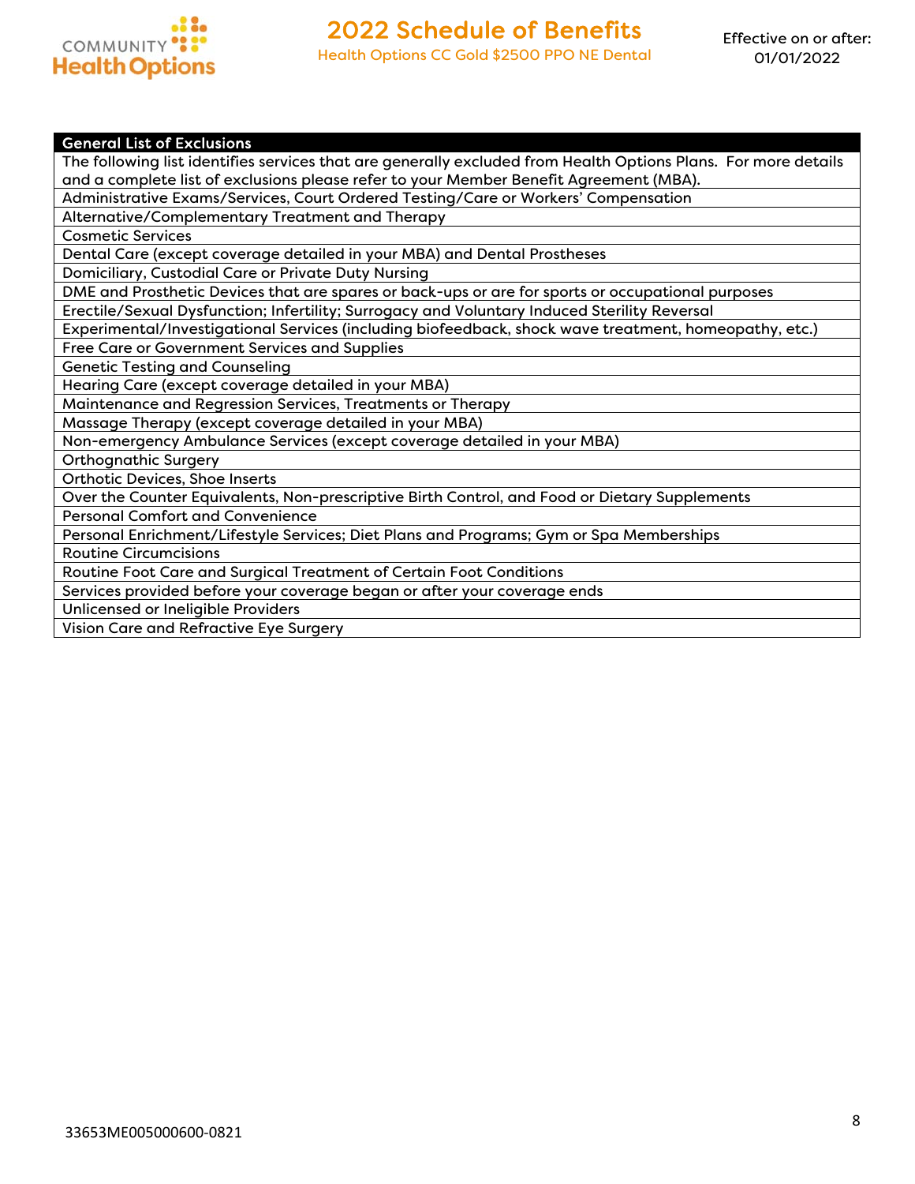| General List of Exclusions |
|---|
| The following list identifies services that are generally excluded from Health Options Plans. For more details and a complete list of exclusions please refer to your Member Benefit Agreement (MBA). |
| Administrative Exams/Services, Court Ordered Testing/Care or Workers' Compensation |
| Alternative/Complementary Treatment and Therapy |
| Cosmetic Services |
| Dental Care (except coverage detailed in your MBA) and Dental Prostheses |
| Domiciliary, Custodial Care or Private Duty Nursing |
| DME and Prosthetic Devices that are spares or back-ups or are for sports or occupational purposes |
| Erectile/Sexual Dysfunction; Infertility; Surrogacy and Voluntary Induced Sterility Reversal |
| Experimental/Investigational Services (including biofeedback, shock wave treatment, homeopathy, etc.) |
| Free Care or Government Services and Supplies |
| Genetic Testing and Counseling |
| Hearing Care (except coverage detailed in your MBA) |
| Maintenance and Regression Services, Treatments or Therapy |
| Massage Therapy (except coverage detailed in your MBA) |
| Non-emergency Ambulance Services (except coverage detailed in your MBA) |
| Orthognathic Surgery |
| Orthotic Devices, Shoe Inserts |
| Over the Counter Equivalents, Non-prescriptive Birth Control, and Food or Dietary Supplements |
| Personal Comfort and Convenience |
| Personal Enrichment/Lifestyle Services; Diet Plans and Programs; Gym or Spa Memberships |
| Routine Circumcisions |
| Routine Foot Care and Surgical Treatment of Certain Foot Conditions |
| Services provided before your coverage began or after your coverage ends |
| Unlicensed or Ineligible Providers |
| Vision Care and Refractive Eye Surgery |

33653ME005000600-0821